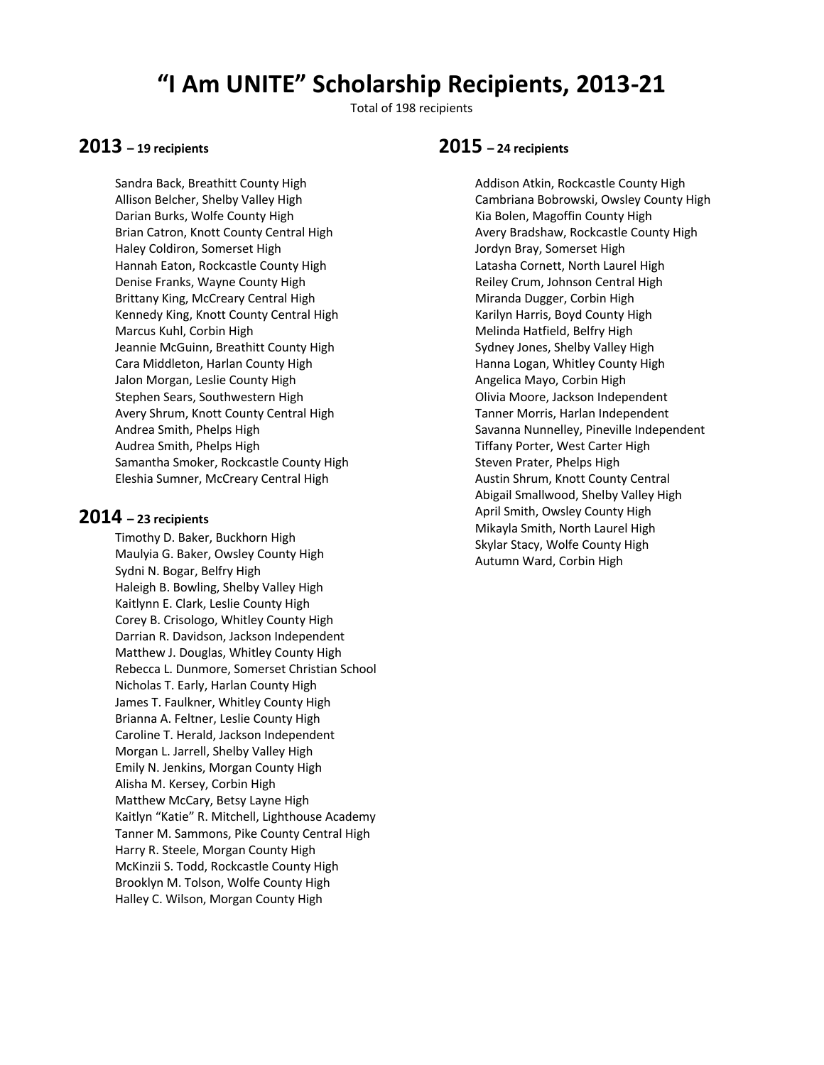# "I Am UNITE" Scholarship Recipients, 2013-21

Total of 198 recipients

## 2013 – 19 recipients

Sandra Back, Breathitt County High
Allison Belcher, Shelby Valley High
Darian Burks, Wolfe County High
Brian Catron, Knott County Central High
Haley Coldiron, Somerset High
Hannah Eaton, Rockcastle County High
Denise Franks, Wayne County High
Brittany King, McCreary Central High
Kennedy King, Knott County Central High
Marcus Kuhl, Corbin High
Jeannie McGuinn, Breathitt County High
Cara Middleton, Harlan County High
Jalon Morgan, Leslie County High
Stephen Sears, Southwestern High
Avery Shrum, Knott County Central High
Andrea Smith, Phelps High
Audrea Smith, Phelps High
Samantha Smoker, Rockcastle County High
Eleshia Sumner, McCreary Central High

## 2014 – 23 recipients

Timothy D. Baker, Buckhorn High
Maulyia G. Baker, Owsley County High
Sydni N. Bogar, Belfry High
Haleigh B. Bowling, Shelby Valley High
Kaitlynn E. Clark, Leslie County High
Corey B. Crisologo, Whitley County High
Darrian R. Davidson, Jackson Independent
Matthew J. Douglas, Whitley County High
Rebecca L. Dunmore, Somerset Christian School
Nicholas T. Early, Harlan County High
James T. Faulkner, Whitley County High
Brianna A. Feltner, Leslie County High
Caroline T. Herald, Jackson Independent
Morgan L. Jarrell, Shelby Valley High
Emily N. Jenkins, Morgan County High
Alisha M. Kersey, Corbin High
Matthew McCary, Betsy Layne High
Kaitlyn "Katie" R. Mitchell, Lighthouse Academy
Tanner M. Sammons, Pike County Central High
Harry R. Steele, Morgan County High
McKinzii S. Todd, Rockcastle County High
Brooklyn M. Tolson, Wolfe County High
Halley C. Wilson, Morgan County High

## 2015 – 24 recipients

Addison Atkin, Rockcastle County High
Cambriana Bobrowski, Owsley County High
Kia Bolen, Magoffin County High
Avery Bradshaw, Rockcastle County High
Jordyn Bray, Somerset High
Latasha Cornett, North Laurel High
Reiley Crum, Johnson Central High
Miranda Dugger, Corbin High
Karilyn Harris, Boyd County High
Melinda Hatfield, Belfry High
Sydney Jones, Shelby Valley High
Hanna Logan, Whitley County High
Angelica Mayo, Corbin High
Olivia Moore, Jackson Independent
Tanner Morris, Harlan Independent
Savanna Nunnelley, Pineville Independent
Tiffany Porter, West Carter High
Steven Prater, Phelps High
Austin Shrum, Knott County Central
Abigail Smallwood, Shelby Valley High
April Smith, Owsley County High
Mikayla Smith, North Laurel High
Skylar Stacy, Wolfe County High
Autumn Ward, Corbin High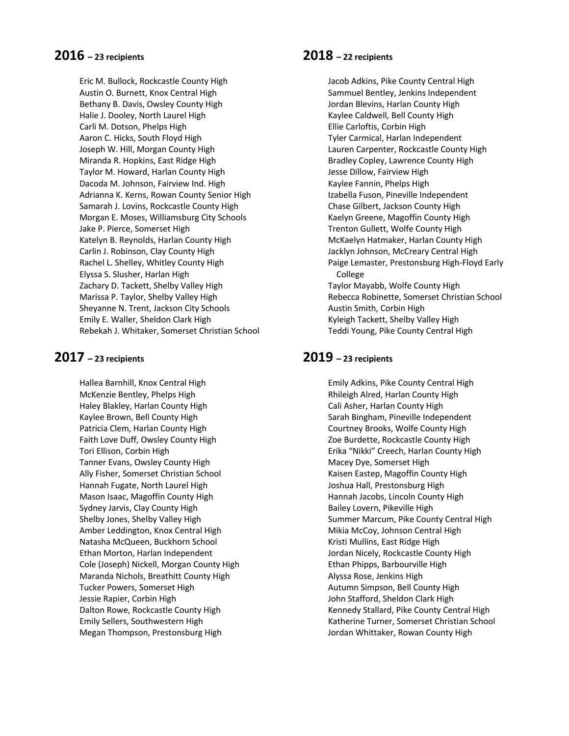## 2016 – 23 recipients

Eric M. Bullock, Rockcastle County High
Austin O. Burnett, Knox Central High
Bethany B. Davis, Owsley County High
Halie J. Dooley, North Laurel High
Carli M. Dotson, Phelps High
Aaron C. Hicks, South Floyd High
Joseph W. Hill, Morgan County High
Miranda R. Hopkins, East Ridge High
Taylor M. Howard, Harlan County High
Dacoda M. Johnson, Fairview Ind. High
Adrianna K. Kerns, Rowan County Senior High
Samarah J. Lovins, Rockcastle County High
Morgan E. Moses, Williamsburg City Schools
Jake P. Pierce, Somerset High
Katelyn B. Reynolds, Harlan County High
Carlin J. Robinson, Clay County High
Rachel L. Shelley, Whitley County High
Elyssa S. Slusher, Harlan High
Zachary D. Tackett, Shelby Valley High
Marissa P. Taylor, Shelby Valley High
Sheyanne N. Trent, Jackson City Schools
Emily E. Waller, Sheldon Clark High
Rebekah J. Whitaker, Somerset Christian School

## 2017 – 23 recipients

Hallea Barnhill, Knox Central High
McKenzie Bentley, Phelps High
Haley Blakley, Harlan County High
Kaylee Brown, Bell County High
Patricia Clem, Harlan County High
Faith Love Duff, Owsley County High
Tori Ellison, Corbin High
Tanner Evans, Owsley County High
Ally Fisher, Somerset Christian School
Hannah Fugate, North Laurel High
Mason Isaac, Magoffin County High
Sydney Jarvis, Clay County High
Shelby Jones, Shelby Valley High
Amber Leddington, Knox Central High
Natasha McQueen, Buckhorn School
Ethan Morton, Harlan Independent
Cole (Joseph) Nickell, Morgan County High
Maranda Nichols, Breathitt County High
Tucker Powers, Somerset High
Jessie Rapier, Corbin High
Dalton Rowe, Rockcastle County High
Emily Sellers, Southwestern High
Megan Thompson, Prestonsburg High

## 2018 – 22 recipients

Jacob Adkins, Pike County Central High
Sammuel Bentley, Jenkins Independent
Jordan Blevins, Harlan County High
Kaylee Caldwell, Bell County High
Ellie Carloftis, Corbin High
Tyler Carmical, Harlan Independent
Lauren Carpenter, Rockcastle County High
Bradley Copley, Lawrence County High
Jesse Dillow, Fairview High
Kaylee Fannin, Phelps High
Izabella Fuson, Pineville Independent
Chase Gilbert, Jackson County High
Kaelyn Greene, Magoffin County High
Trenton Gullett, Wolfe County High
McKaelyn Hatmaker, Harlan County High
Jacklyn Johnson, McCreary Central High
Paige Lemaster, Prestonsburg High-Floyd Early College
Taylor Mayabb, Wolfe County High
Rebecca Robinette, Somerset Christian School
Austin Smith, Corbin High
Kyleigh Tackett, Shelby Valley High
Teddi Young, Pike County Central High

## 2019 – 23 recipients

Emily Adkins, Pike County Central High
Rhileigh Alred, Harlan County High
Cali Asher, Harlan County High
Sarah Bingham, Pineville Independent
Courtney Brooks, Wolfe County High
Zoe Burdette, Rockcastle County High
Erika “Nikki” Creech, Harlan County High
Macey Dye, Somerset High
Kaisen Eastep, Magoffin County High
Joshua Hall, Prestonsburg High
Hannah Jacobs, Lincoln County High
Bailey Lovern, Pikeville High
Summer Marcum, Pike County Central High
Mikia McCoy, Johnson Central High
Kristi Mullins, East Ridge High
Jordan Nicely, Rockcastle County High
Ethan Phipps, Barbourville High
Alyssa Rose, Jenkins High
Autumn Simpson, Bell County High
John Stafford, Sheldon Clark High
Kennedy Stallard, Pike County Central High
Katherine Turner, Somerset Christian School
Jordan Whittaker, Rowan County High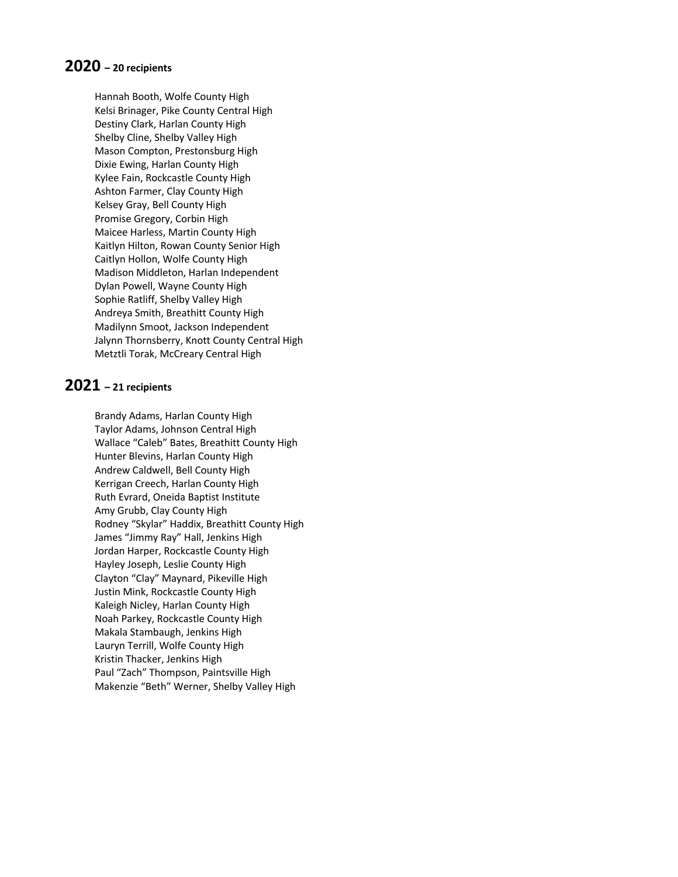## 2020 – 20 recipients

Hannah Booth, Wolfe County High
Kelsi Brinager, Pike County Central High
Destiny Clark, Harlan County High
Shelby Cline, Shelby Valley High
Mason Compton, Prestonsburg High
Dixie Ewing, Harlan County High
Kylee Fain, Rockcastle County High
Ashton Farmer, Clay County High
Kelsey Gray, Bell County High
Promise Gregory, Corbin High
Maicee Harless, Martin County High
Kaitlyn Hilton, Rowan County Senior High
Caitlyn Hollon, Wolfe County High
Madison Middleton, Harlan Independent
Dylan Powell, Wayne County High
Sophie Ratliff, Shelby Valley High
Andreya Smith, Breathitt County High
Madilynn Smoot, Jackson Independent
Jalynn Thornsberry, Knott County Central High
Metztli Torak, McCreary Central High

## 2021 – 21 recipients

Brandy Adams, Harlan County High
Taylor Adams, Johnson Central High
Wallace "Caleb" Bates, Breathitt County High
Hunter Blevins, Harlan County High
Andrew Caldwell, Bell County High
Kerrigan Creech, Harlan County High
Ruth Evrard, Oneida Baptist Institute
Amy Grubb, Clay County High
Rodney "Skylar" Haddix, Breathitt County High
James "Jimmy Ray" Hall, Jenkins High
Jordan Harper, Rockcastle County High
Hayley Joseph, Leslie County High
Clayton "Clay" Maynard, Pikeville High
Justin Mink, Rockcastle County High
Kaleigh Nicley, Harlan County High
Noah Parkey, Rockcastle County High
Makala Stambaugh, Jenkins High
Lauryn Terrill, Wolfe County High
Kristin Thacker, Jenkins High
Paul "Zach" Thompson, Paintsville High
Makenzie "Beth" Werner, Shelby Valley High